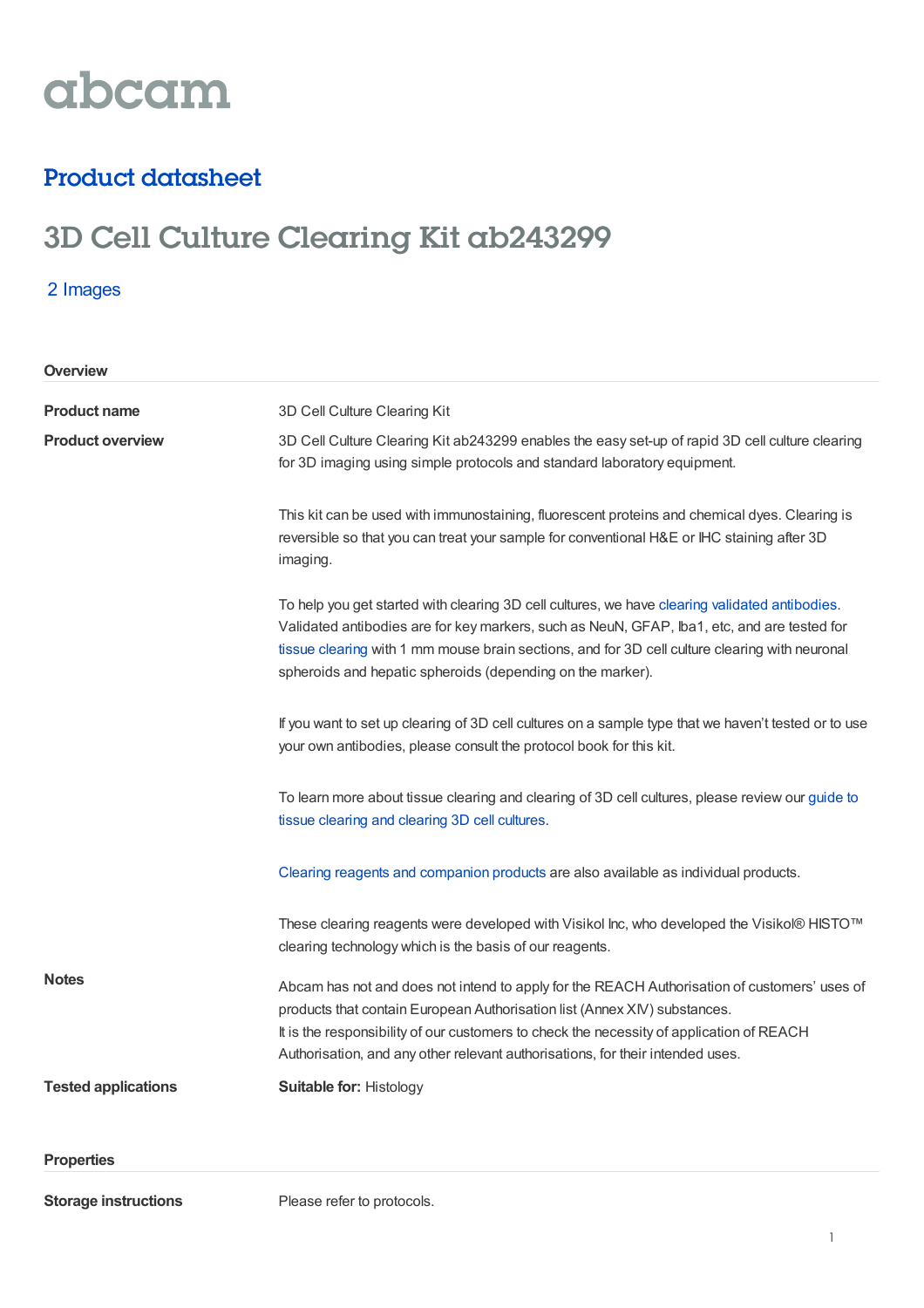abcam

## Product datasheet

# 3D Cell Culture Clearing Kit ab243299

2 Images

### Overview

**Product name**

3D Cell Culture Clearing Kit

**Product overview**

3D Cell Culture Clearing Kit ab243299 enables the easy set-up of rapid 3D cell culture clearing for 3D imaging using simple protocols and standard laboratory equipment.

This kit can be used with immunostaining, fluorescent proteins and chemical dyes. Clearing is reversible so that you can treat your sample for conventional H&E or IHC staining after 3D imaging.

To help you get started with clearing 3D cell cultures, we have clearing validated antibodies. Validated antibodies are for key markers, such as NeuN, GFAP, Iba1, etc, and are tested for tissue clearing with 1 mm mouse brain sections, and for 3D cell culture clearing with neuronal spheroids and hepatic spheroids (depending on the marker).

If you want to set up clearing of 3D cell cultures on a sample type that we haven't tested or to use your own antibodies, please consult the protocol book for this kit.

To learn more about tissue clearing and clearing of 3D cell cultures, please review our guide to tissue clearing and clearing 3D cell cultures.

Clearing reagents and companion products are also available as individual products.

These clearing reagents were developed with Visikol Inc, who developed the Visikol® HISTO™ clearing technology which is the basis of our reagents.

**Notes**

Abcam has not and does not intend to apply for the REACH Authorisation of customers' uses of products that contain European Authorisation list (Annex XIV) substances.
It is the responsibility of our customers to check the necessity of application of REACH Authorisation, and any other relevant authorisations, for their intended uses.

**Tested applications**

**Suitable for:** Histology

### Properties

**Storage instructions**

Please refer to protocols.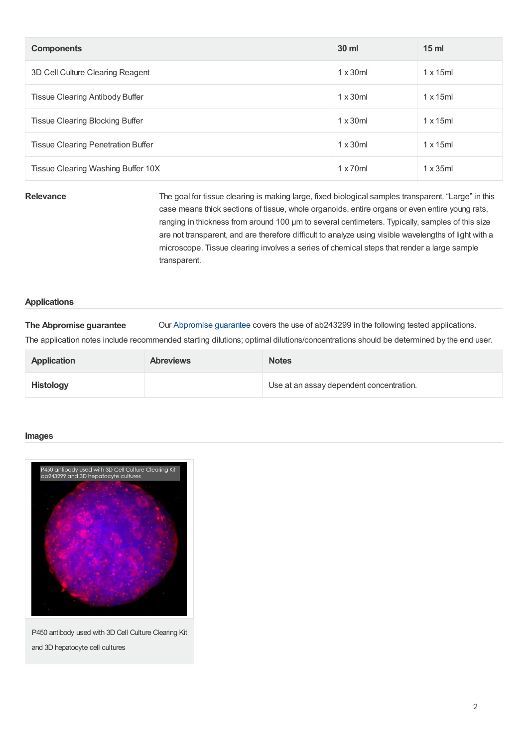| Components | 30 ml | 15 ml |
| --- | --- | --- |
| 3D Cell Culture Clearing Reagent | 1 x 30ml | 1 x 15ml |
| Tissue Clearing Antibody Buffer | 1 x 30ml | 1 x 15ml |
| Tissue Clearing Blocking Buffer | 1 x 30ml | 1 x 15ml |
| Tissue Clearing Penetration Buffer | 1 x 30ml | 1 x 15ml |
| Tissue Clearing Washing Buffer 10X | 1 x 70ml | 1 x 35ml |

**Relevance**

The goal for tissue clearing is making large, fixed biological samples transparent. “Large” in this case means thick sections of tissue, whole organoids, entire organs or even entire young rats, ranging in thickness from around 100 µm to several centimeters. Typically, samples of this size are not transparent, and are therefore difficult to analyze using visible wavelengths of light with a microscope. Tissue clearing involves a series of chemical steps that render a large sample transparent.

## Applications

**The Abpromise guarantee** Our Abpromise guarantee covers the use of ab243299 in the following tested applications.

The application notes include recommended starting dilutions; optimal dilutions/concentrations should be determined by the end user.

| Application | Abreviews | Notes |
| --- | --- | --- |
| **Histology** | | Use at an assay dependent concentration. |

## Images

P450 antibody used with 3D Cell Culture Clearing Kit ab243299 and 3D hepatocyte cultures

P450 antibody used with 3D Cell Culture Clearing Kit and 3D hepatocyte cell cultures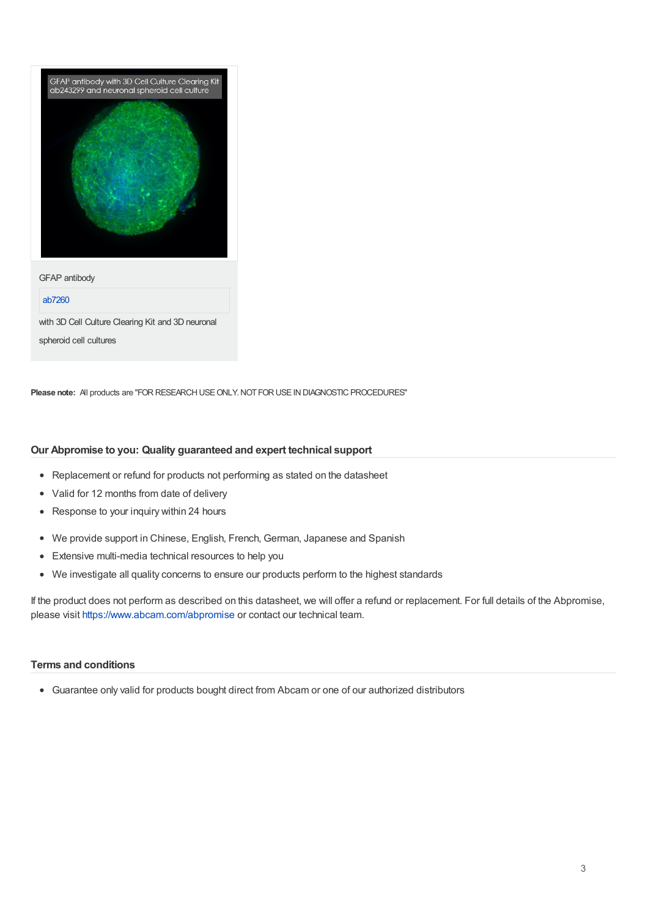GFAP antibody with 3D Cell Culture Clearing Kit ab243299 and neuronal spheroid cell culture

GFAP antibody

ab7260

with 3D Cell Culture Clearing Kit and 3D neuronal spheroid cell cultures

**Please note:** All products are "FOR RESEARCH USE ONLY. NOT FOR USE IN DIAGNOSTIC PROCEDURES"

### Our Abpromise to you: Quality guaranteed and expert technical support

- Replacement or refund for products not performing as stated on the datasheet
- Valid for 12 months from date of delivery
- Response to your inquiry within 24 hours

- We provide support in Chinese, English, French, German, Japanese and Spanish
- Extensive multi-media technical resources to help you
- We investigate all quality concerns to ensure our products perform to the highest standards

If the product does not perform as described on this datasheet, we will offer a refund or replacement. For full details of the Abpromise, please visit https://www.abcam.com/abpromise or contact our technical team.

### Terms and conditions

- Guarantee only valid for products bought direct from Abcam or one of our authorized distributors